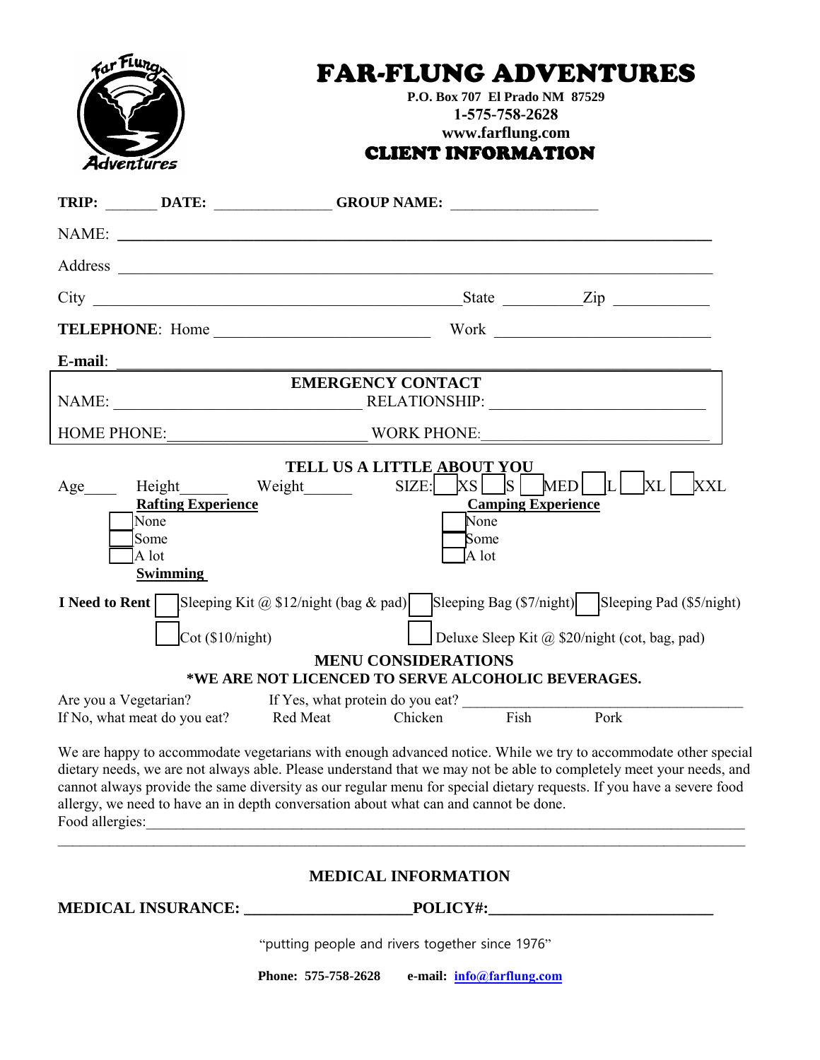# FAR-FLUNG ADVENTURES

**P.O. Box 707 El Prado NM 87529**
**1-575-758-2628**
**www.farflung.com**

## CLIENT INFORMATION

**TRIP:** _______ **DATE:** _______________ **GROUP NAME:** ___________________

NAME: ______________________________________________________________

Address ______________________________________________________________

City ____________________________________________ State __________ Zip ____________

**TELEPHONE**: Home ___________________________ Work ___________________________

**E-mail**: ______________________________________________________________

**EMERGENCY CONTACT**

NAME: _______________________________ RELATIONSHIP: ___________________________

HOME PHONE: _________________________ WORK PHONE: ___________________________

**TELL US A LITTLE ABOUT YOU**

Age____ Height______ Weight______ SIZE: ☐ XS ☐ S ☐ MED ☐ L ☐ XL ☐ XXL

**Rafting Experience**
- ☐ None
- ☐ Some
- ☐ A lot

**Camping Experience**
- ☐ None
- ☐ Some
- ☐ A lot

**Swimming**

**I Need to Rent** ☐ Sleeping Kit @ $12/night (bag & pad) ☐ Sleeping Bag ($7/night) ☐ Sleeping Pad ($5/night)

☐ Cot ($10/night) ☐ Deluxe Sleep Kit @ $20/night (cot, bag, pad)

**MENU CONSIDERATIONS**
***WE ARE NOT LICENCED TO SERVE ALCOHOLIC BEVERAGES.**

Are you a Vegetarian? If Yes, what protein do you eat? ________________________________________

If No, what meat do you eat? Red Meat Chicken Fish Pork

We are happy to accommodate vegetarians with enough advanced notice. While we try to accommodate other special dietary needs, we are not always able. Please understand that we may not be able to completely meet your needs, and cannot always provide the same diversity as our regular menu for special dietary requests. If you have a severe food allergy, we need to have an in depth conversation about what can and cannot be done.

Food allergies:_____________________________________________________________________________

________________________________________________________________________________________

**MEDICAL INFORMATION**

**MEDICAL INSURANCE:** _____________________ **POLICY#:** ____________________________

"putting people and rivers together since 1976"

**Phone: 575-758-2628 e-mail: info@farflung.com**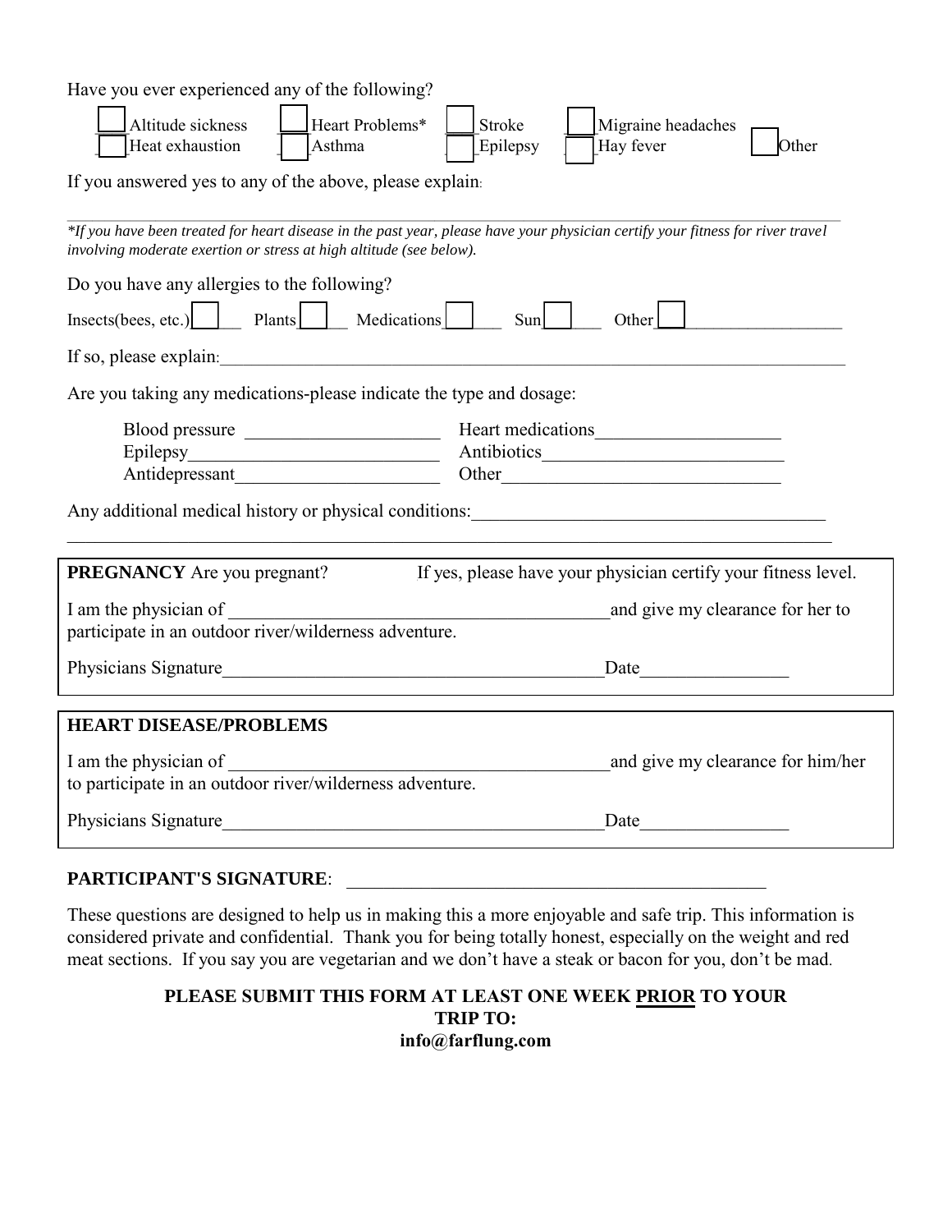Have you ever experienced any of the following?

☐ Altitude sickness ☐ Heart Problems* ☐ Stroke ☐ Migraine headaches ☐ Other
☐ Heat exhaustion ☐ Asthma ☐ Epilepsy ☐ Hay fever

If you answered yes to any of the above, please explain:

*\*If you have been treated for heart disease in the past year, please have your physician certify your fitness for river travel involving moderate exertion or stress at high altitude (see below).*

Do you have any allergies to the following?

Insects(bees, etc.) ☐ Plants ☐ Medications ☐ Sun ☐ Other ☐ ____________________

If so, please explain: ______________________________________________________________________

Are you taking any medications-please indicate the type and dosage:

Blood pressure ______________________ Heart medications____________________
Epilepsy__________________________ Antibiotics__________________________
Antidepressant______________________ Other______________________________

Any additional medical history or physical conditions:______________________________________

______________________________________________________________________________

**PREGNANCY** Are you pregnant? If yes, please have your physician certify your fitness level.

I am the physician of _________________________________________and give my clearance for her to participate in an outdoor river/wilderness adventure.

Physicians Signature__________________________________________Date________________

**HEART DISEASE/PROBLEMS**

I am the physician of _________________________________________and give my clearance for him/her to participate in an outdoor river/wilderness adventure.

Physicians Signature__________________________________________Date________________

**PARTICIPANT'S SIGNATURE**: ______________________________________________

These questions are designed to help us in making this a more enjoyable and safe trip. This information is considered private and confidential. Thank you for being totally honest, especially on the weight and red meat sections. If you say you are vegetarian and we don't have a steak or bacon for you, don't be mad.

**PLEASE SUBMIT THIS FORM AT LEAST ONE WEEK <u>PRIOR</u> TO YOUR TRIP TO:**
**info@farflung.com**